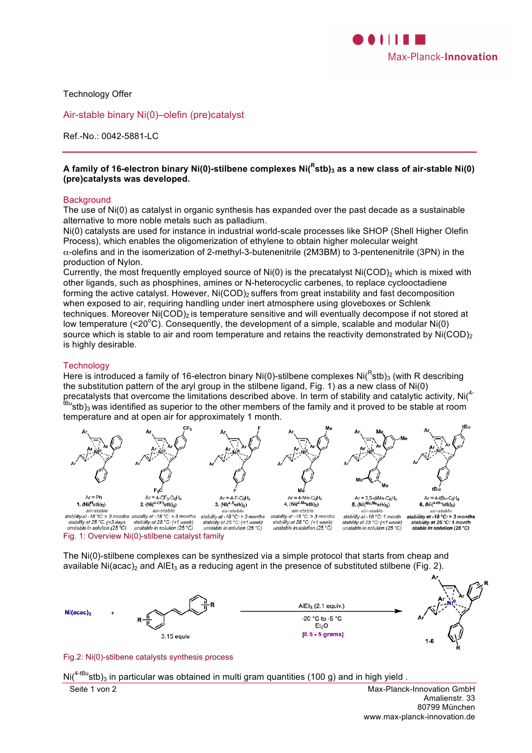Technology Offer

## Air-stable binary Ni(0)–olefin (pre)catalyst

Ref.-No.: 0042-5881-LC

**A family of 16-electron binary Ni(0)-stilbene complexes $Ni(^{R}stb)_3$ as a new class of air-stable Ni(0) (pre)catalysts was developed.**

### Background

The use of Ni(0) as catalyst in organic synthesis has expanded over the past decade as a sustainable alternative to more noble metals such as palladium.

Ni(0) catalysts are used for instance in industrial world-scale processes like SHOP (Shell Higher Olefin Process), which enables the oligomerization of ethylene to obtain higher molecular weight $\alpha$-olefins and in the isomerization of 2-methyl-3-butenenitrile (2M3BM) to 3-pentenenitrile (3PN) in the production of Nylon.

Currently, the most frequently employed source of Ni(0) is the precatalyst $Ni(COD)_2$ which is mixed with other ligands, such as phosphines, amines or N-heterocyclic carbenes, to replace cyclooctadiene forming the active catalyst. However, $Ni(COD)_2$ suffers from great instability and fast decomposition when exposed to air, requiring handling under inert atmosphere using gloveboxes or Schlenk techniques. Moreover $Ni(COD)_2$ is temperature sensitive and will eventually decompose if not stored at low temperature (<20°C). Consequently, the development of a simple, scalable and modular Ni(0) source which is stable to air and room temperature and retains the reactivity demonstrated by $Ni(COD)_2$ is highly desirable.

### Technology

Here is introduced a family of 16-electron binary Ni(0)-stilbene complexes $Ni(^{R}stb)_3$ (with R describing the substitution pattern of the aryl group in the stilbene ligand, Fig. 1) as a new class of Ni(0) precatalysts that overcome the limitations described above. In term of stability and catalytic activity, $Ni(^{4\text{-}tBu}stb)_3$ was identified as superior to the other members of the family and it proved to be stable at room temperature and at open air for approximately 1 month.

| Ar = Ph | Ar = 4-$CF_3$-$C_6H_4$ | Ar = 4-F-$C_6H_4$ | Ar = 4-Me-$C_6H_4$ | Ar = 3,5-diMe-$C_6H_4$ | Ar = 4-tBu-$C_6H_4$ |
|---|---|---|---|---|---|
| **1**, $(Ni(^{H}stb)_3)$ | **2**, $(Ni(^{4\text{-}CF_3}stb)_3)$ | **3**, $(Ni(^{4\text{-}F}stb)_3)$ | **4**, $(Ni(^{4\text{-}Me}stb)_3)$ | **5**, $(Ni(^{Me,Me}stb)_3)$ | **6**, $(Ni(^{4\text{-}tBu}stb)_3)$ |
| *air-stable* | *air-stable* | *air-stable* | *air-stable* | *air-stable* | *air-stable* |
| *stability at -18 °C: > 3 months* | *stability at -18 °C: > 3 months* | *stability at -18 °C: > 3 months* | *stability at -18 °C: > 3 months* | *stability at -18 °C: 1 month* | ***stability at -18 °C: > 3 months*** |
| *stability at 25 °C: (<3 days* | *stability at 25 °C: (<1 week)* | *stability at 25 °C: (<1 week)* | *stability at 25 °C: (<1 week)* | *stability at 25 °C: (<1 week)* | ***stability at 25 °C: 1 month*** |
| *unstable in solution (25 °C)* | *unstable in solution (25 °C)* | *unstable in solution (25 °C)* | *unstable in solution (25 °C)* | *unstable in solution (25 °C)* | ***stable in solution (25 °C)*** |

Fig. 1: Overview Ni(0)-stilbene catalyst family

The Ni(0)-stilbene complexes can be synthesized via a simple protocol that starts from cheap and available $Ni(acac)_2$ and $AlEt_3$ as a reducing agent in the presence of substituted stilbene (Fig. 2).

$Ni(acac)_2$ + stilbene (3.15 equiv.) → [$AlEt_3$ (2.1 equiv.), -20 °C to -5 °C, $Et_2O$, [0.5 - 5 grams]] → **1-6**

Fig.2: Ni(0)-stilbene catalysts synthesis process

$Ni(^{4\text{-}tBu}stb)_3$ in particular was obtained in multi gram quantities (100 g) and in high yield .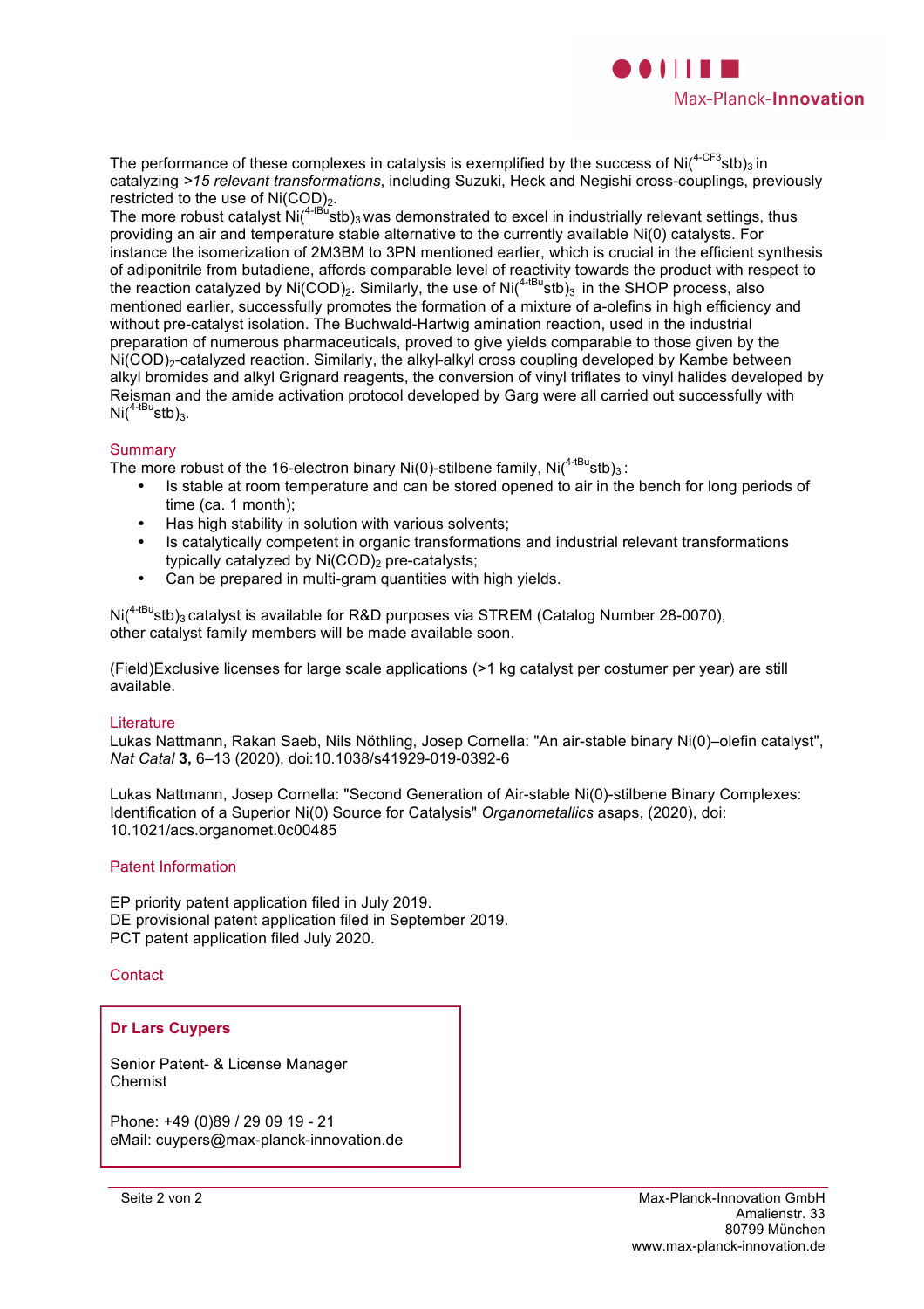The performance of these complexes in catalysis is exemplified by the success of $Ni(^{4\text{-}CF3}stb)_3$ in catalyzing *>15 relevant transformations*, including Suzuki, Heck and Negishi cross-couplings, previously restricted to the use of $Ni(COD)_2$.
The more robust catalyst $Ni(^{4\text{-}tBu}stb)_3$ was demonstrated to excel in industrially relevant settings, thus providing an air and temperature stable alternative to the currently available Ni(0) catalysts. For instance the isomerization of 2M3BM to 3PN mentioned earlier, which is crucial in the efficient synthesis of adiponitrile from butadiene, affords comparable level of reactivity towards the product with respect to the reaction catalyzed by $Ni(COD)_2$. Similarly, the use of $Ni(^{4\text{-}tBu}stb)_3$ in the SHOP process, also mentioned earlier, successfully promotes the formation of a mixture of a-olefins in high efficiency and without pre-catalyst isolation. The Buchwald-Hartwig amination reaction, used in the industrial preparation of numerous pharmaceuticals, proved to give yields comparable to those given by the $Ni(COD)_2$-catalyzed reaction. Similarly, the alkyl-alkyl cross coupling developed by Kambe between alkyl bromides and alkyl Grignard reagents, the conversion of vinyl triflates to vinyl halides developed by Reisman and the amide activation protocol developed by Garg were all carried out successfully with $Ni(^{4\text{-}tBu}stb)_3$.

## Summary

The more robust of the 16-electron binary Ni(0)-stilbene family, $Ni(^{4\text{-}tBu}stb)_3$:

- Is stable at room temperature and can be stored opened to air in the bench for long periods of time (ca. 1 month);
- Has high stability in solution with various solvents;
- Is catalytically competent in organic transformations and industrial relevant transformations typically catalyzed by $Ni(COD)_2$ pre-catalysts;
- Can be prepared in multi-gram quantities with high yields.

$Ni(^{4\text{-}tBu}stb)_3$ catalyst is available for R&D purposes via STREM (Catalog Number 28-0070), other catalyst family members will be made available soon.

(Field)Exclusive licenses for large scale applications (>1 kg catalyst per costumer per year) are still available.

## Literature

Lukas Nattmann, Rakan Saeb, Nils Nöthling, Josep Cornella: "An air-stable binary Ni(0)–olefin catalyst", *Nat Catal* **3,** 6–13 (2020), doi:10.1038/s41929-019-0392-6

Lukas Nattmann, Josep Cornella: "Second Generation of Air-stable Ni(0)-stilbene Binary Complexes: Identification of a Superior Ni(0) Source for Catalysis" *Organometallics* asaps, (2020), doi: 10.1021/acs.organomet.0c00485

## Patent Information

EP priority patent application filed in July 2019.
DE provisional patent application filed in September 2019.
PCT patent application filed July 2020.

## Contact

**Dr Lars Cuypers**

Senior Patent- & License Manager
Chemist

Phone: +49 (0)89 / 29 09 19 - 21
eMail: cuypers@max-planck-innovation.de